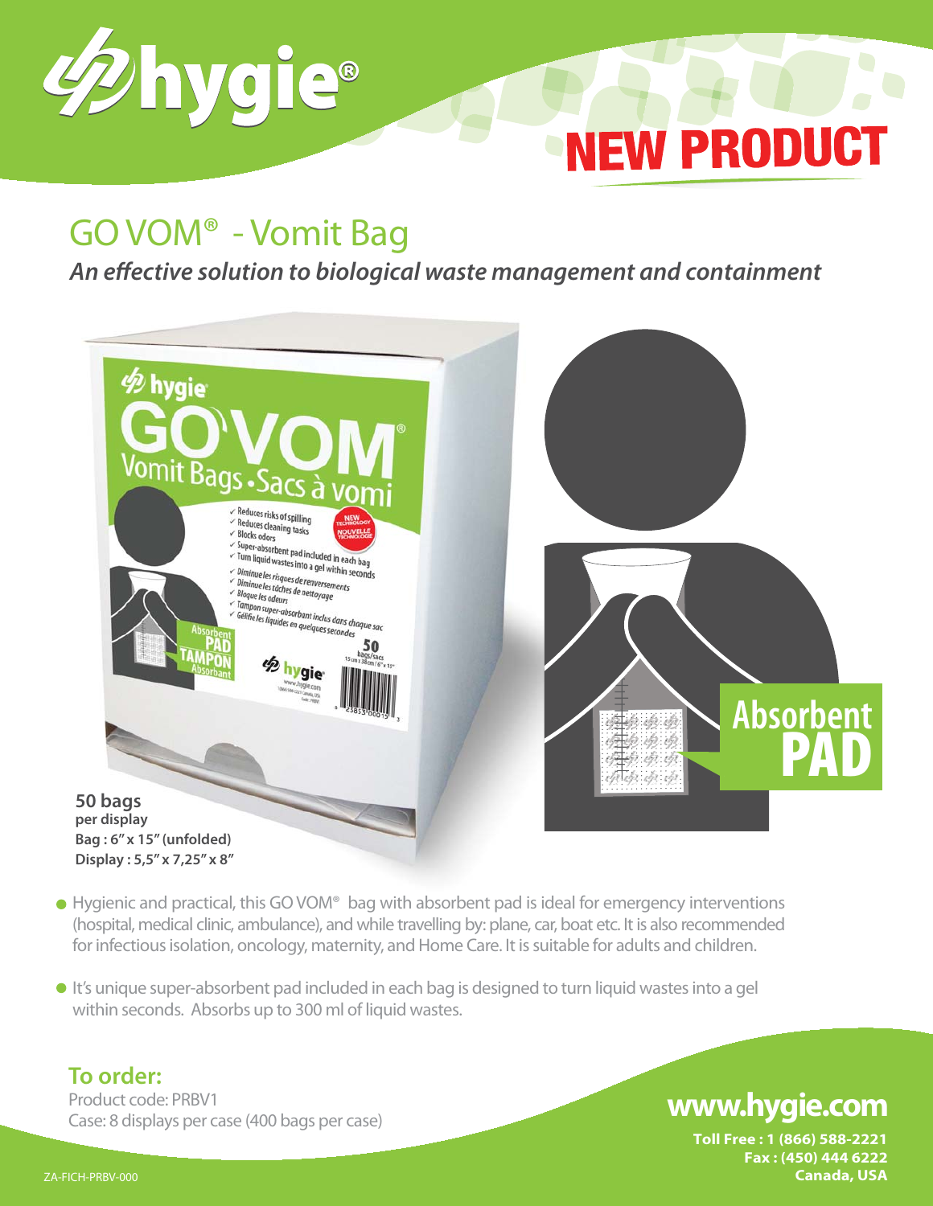# hygie®

## NEW PRODUCT

## GO VOM® - Vomit Bag

***An effective solution to biological waste management and containment***

**50 bags**
**per display**
**Bag : 6" x 15" (unfolded)**
**Display : 5,5" x 7,25" x 8"**

Absorbent **PAD**

- Hygienic and practical, this GO VOM® bag with absorbent pad is ideal for emergency interventions (hospital, medical clinic, ambulance), and while travelling by: plane, car, boat etc. It is also recommended for infectious isolation, oncology, maternity, and Home Care. It is suitable for adults and children.
- It's unique super-absorbent pad included in each bag is designed to turn liquid wastes into a gel within seconds. Absorbs up to 300 ml of liquid wastes.

### To order:

Product code: PRBV1
Case: 8 displays per case (400 bags per case)

**www.hygie.com**

**Toll Free : 1 (866) 588-2221**
**Fax : (450) 444 6222**
**Canada, USA**

ZA-FICH-PRBV-000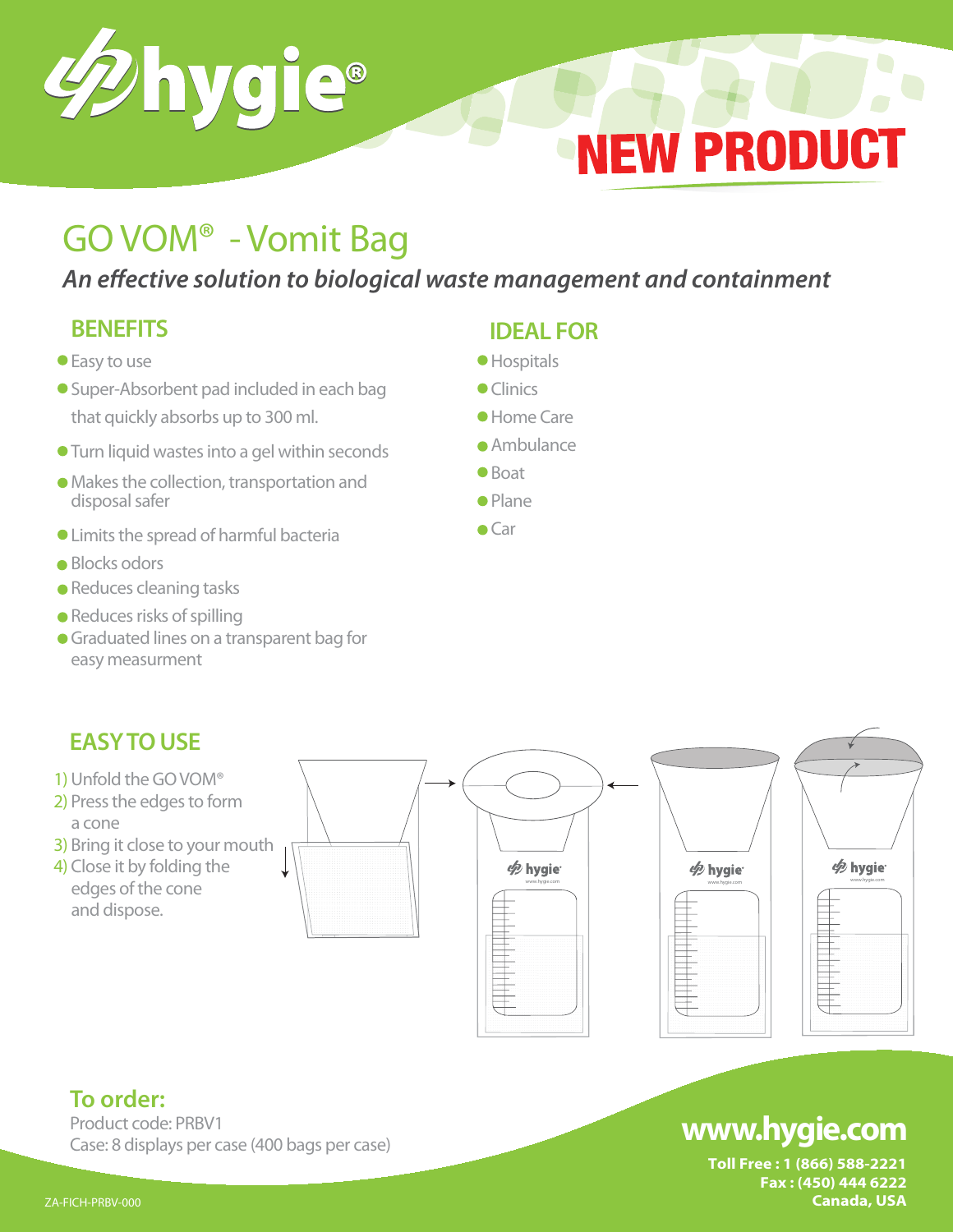hygie®

NEW PRODUCT

# GO VOM® - Vomit Bag

***An effective solution to biological waste management and containment***

## BENEFITS

- Easy to use
- Super-Absorbent pad included in each bag that quickly absorbs up to 300 ml.
- Turn liquid wastes into a gel within seconds
- Makes the collection, transportation and disposal safer
- Limits the spread of harmful bacteria
- Blocks odors
- Reduces cleaning tasks
- Reduces risks of spilling
- Graduated lines on a transparent bag for easy measurment

## IDEAL FOR

- Hospitals
- Clinics
- Home Care
- Ambulance
- Boat
- Plane
- Car

## EASY TO USE

1) Unfold the GO VOM®
2) Press the edges to form a cone
3) Bring it close to your mouth
4) Close it by folding the edges of the cone and dispose.

## To order:

Product code: PRBV1
Case: 8 displays per case (400 bags per case)

**www.hygie.com**

**Toll Free : 1 (866) 588-2221**
**Fax : (450) 444 6222**
**Canada, USA**

ZA-FICH-PRBV-000